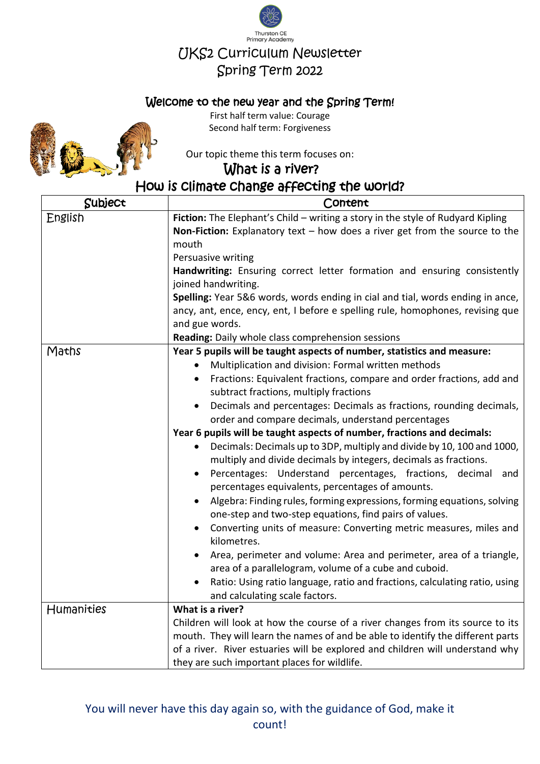Thurston CE Primary Academy

# UKS2 Curriculum Newsletter
# Spring Term 2022

## Welcome to the new year and the Spring Term!

First half term value: Courage
Second half term: Forgiveness

Our topic theme this term focuses on:

## What is a river?
## How is climate change affecting the world?

| Subject | Content |
|---|---|
| English | **Fiction:** The Elephant's Child – writing a story in the style of Rudyard Kipling<br>**Non-Fiction:** Explanatory text – how does a river get from the source to the mouth<br>Persuasive writing<br>**Handwriting:** Ensuring correct letter formation and ensuring consistently joined handwriting.<br>**Spelling:** Year 5&6 words, words ending in cial and tial, words ending in ance, ancy, ant, ence, ency, ent, I before e spelling rule, homophones, revising que and gue words.<br>**Reading:** Daily whole class comprehension sessions |
| Maths | **Year 5 pupils will be taught aspects of number, statistics and measure:**<br>• Multiplication and division: Formal written methods<br>• Fractions: Equivalent fractions, compare and order fractions, add and subtract fractions, multiply fractions<br>• Decimals and percentages: Decimals as fractions, rounding decimals, order and compare decimals, understand percentages<br>**Year 6 pupils will be taught aspects of number, fractions and decimals:**<br>• Decimals: Decimals up to 3DP, multiply and divide by 10, 100 and 1000, multiply and divide decimals by integers, decimals as fractions.<br>• Percentages: Understand percentages, fractions, decimal and percentages equivalents, percentages of amounts.<br>• Algebra: Finding rules, forming expressions, forming equations, solving one-step and two-step equations, find pairs of values.<br>• Converting units of measure: Converting metric measures, miles and kilometres.<br>• Area, perimeter and volume: Area and perimeter, area of a triangle, area of a parallelogram, volume of a cube and cuboid.<br>• Ratio: Using ratio language, ratio and fractions, calculating ratio, using and calculating scale factors. |
| Humanities | **What is a river?**<br>Children will look at how the course of a river changes from its source to its mouth. They will learn the names of and be able to identify the different parts of a river. River estuaries will be explored and children will understand why they are such important places for wildlife. |

You will never have this day again so, with the guidance of God, make it count!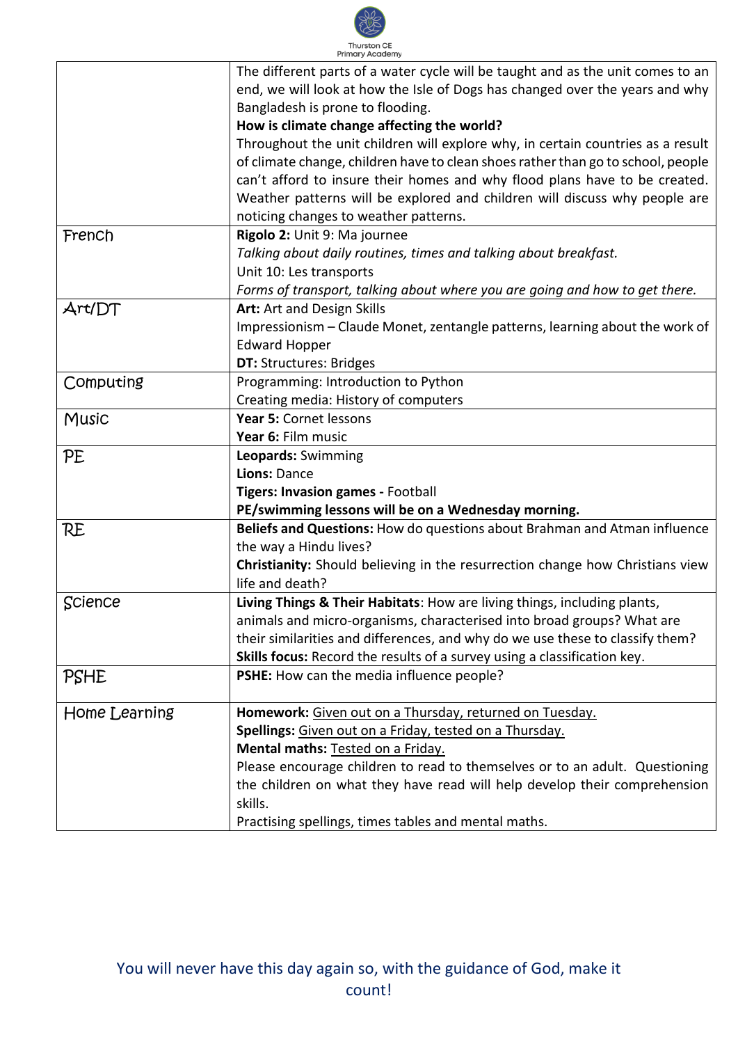| | |
|---|---|
| | The different parts of a water cycle will be taught and as the unit comes to an end, we will look at how the Isle of Dogs has changed over the years and why Bangladesh is prone to flooding.<br>**How is climate change affecting the world?**<br>Throughout the unit children will explore why, in certain countries as a result of climate change, children have to clean shoes rather than go to school, people can't afford to insure their homes and why flood plans have to be created. Weather patterns will be explored and children will discuss why people are noticing changes to weather patterns. |
| French | **Rigolo 2:** Unit 9: Ma journee<br>*Talking about daily routines, times and talking about breakfast.*<br>Unit 10: Les transports<br>*Forms of transport, talking about where you are going and how to get there.* |
| Art/DT | **Art:** Art and Design Skills<br>Impressionism – Claude Monet, zentangle patterns, learning about the work of Edward Hopper<br>**DT:** Structures: Bridges |
| Computing | Programming: Introduction to Python<br>Creating media: History of computers |
| Music | **Year 5:** Cornet lessons<br>**Year 6:** Film music |
| PE | **Leopards:** Swimming<br>**Lions:** Dance<br>**Tigers: Invasion games -** Football<br>**PE/swimming lessons will be on a Wednesday morning.** |
| RE | **Beliefs and Questions:** How do questions about Brahman and Atman influence the way a Hindu lives?<br>**Christianity:** Should believing in the resurrection change how Christians view life and death? |
| Science | **Living Things & Their Habitats**: How are living things, including plants, animals and micro-organisms, characterised into broad groups? What are their similarities and differences, and why do we use these to classify them?<br>**Skills focus:** Record the results of a survey using a classification key. |
| PSHE | **PSHE:** How can the media influence people? |
| Home Learning | **Homework:** Given out on a Thursday, returned on Tuesday.<br>**Spellings:** Given out on a Friday, tested on a Thursday.<br>**Mental maths:** Tested on a Friday.<br>Please encourage children to read to themselves or to an adult. Questioning the children on what they have read will help develop their comprehension skills.<br>Practising spellings, times tables and mental maths. |

You will never have this day again so, with the guidance of God, make it count!